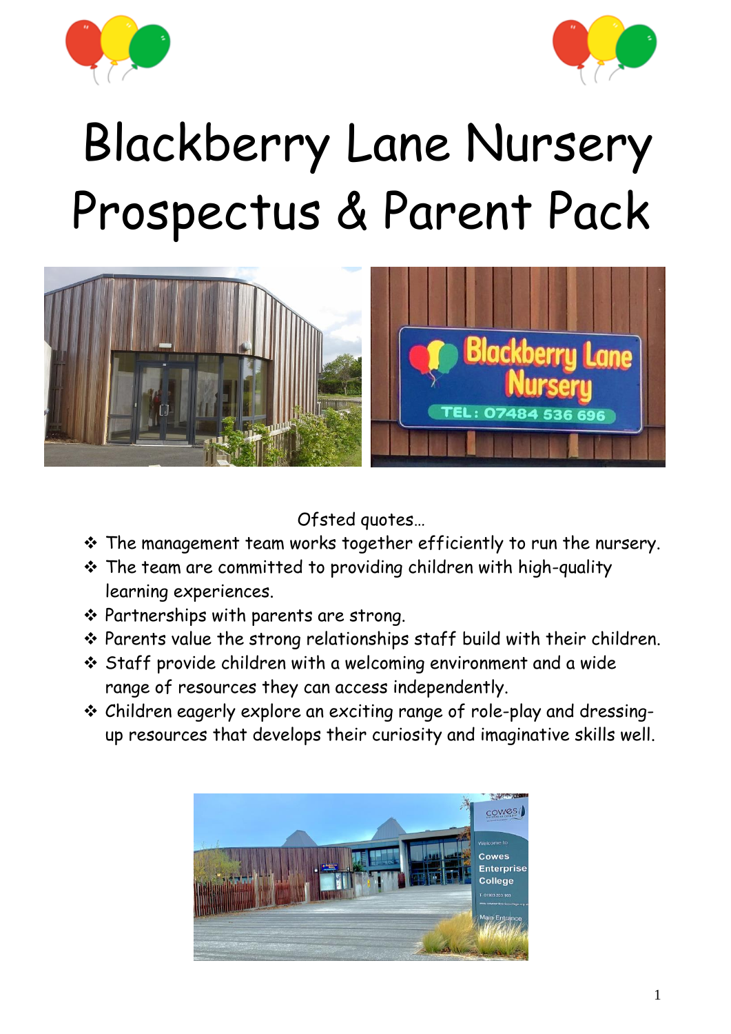# Blackberry Lane Nursery Prospectus & Parent Pack

Ofsted quotes…

- The management team works together efficiently to run the nursery.
- The team are committed to providing children with high-quality learning experiences.
- Partnerships with parents are strong.
- Parents value the strong relationships staff build with their children.
- Staff provide children with a welcoming environment and a wide range of resources they can access independently.
- Children eagerly explore an exciting range of role-play and dressing-up resources that develops their curiosity and imaginative skills well.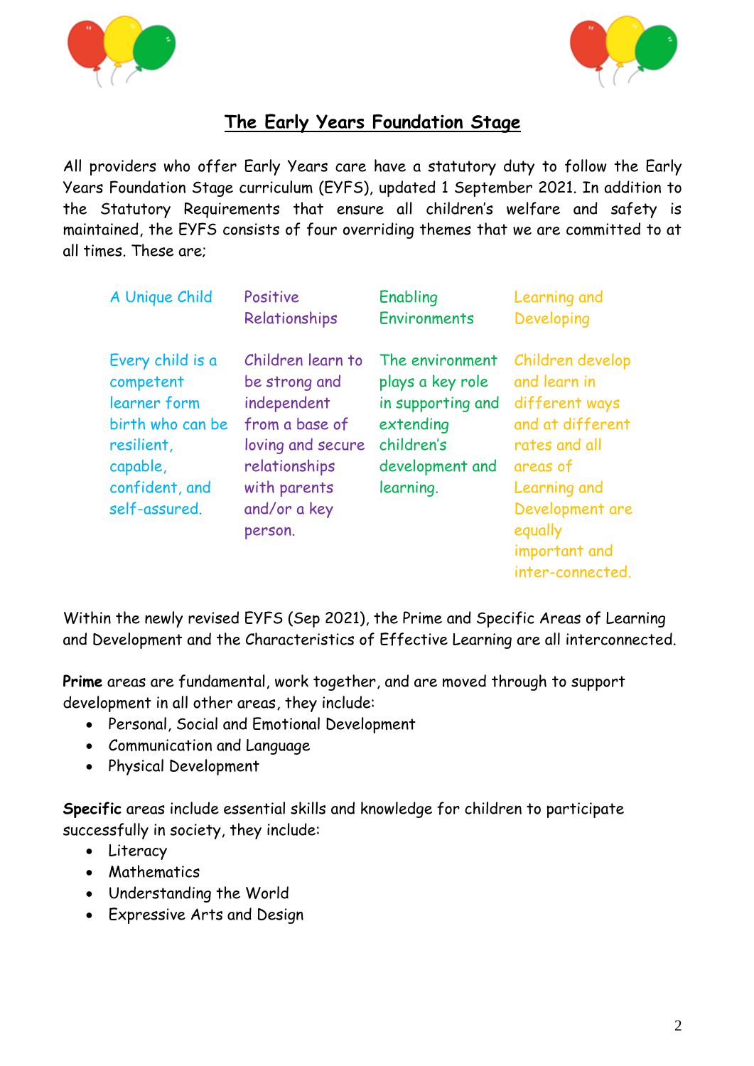# The Early Years Foundation Stage

All providers who offer Early Years care have a statutory duty to follow the Early Years Foundation Stage curriculum (EYFS), updated 1 September 2021. In addition to the Statutory Requirements that ensure all children's welfare and safety is maintained, the EYFS consists of four overriding themes that we are committed to at all times. These are;

| A Unique Child | Positive Relationships | Enabling Environments | Learning and Developing |
|---|---|---|---|
| Every child is a competent learner form birth who can be resilient, capable, confident, and self-assured. | Children learn to be strong and independent from a base of loving and secure relationships with parents and/or a key person. | The environment plays a key role in supporting and extending children's development and learning. | Children develop and learn in different ways and at different rates and all areas of Learning and Development are equally important and inter-connected. |

Within the newly revised EYFS (Sep 2021), the Prime and Specific Areas of Learning and Development and the Characteristics of Effective Learning are all interconnected.

**Prime** areas are fundamental, work together, and are moved through to support development in all other areas, they include:

- Personal, Social and Emotional Development
- Communication and Language
- Physical Development

**Specific** areas include essential skills and knowledge for children to participate successfully in society, they include:

- Literacy
- Mathematics
- Understanding the World
- Expressive Arts and Design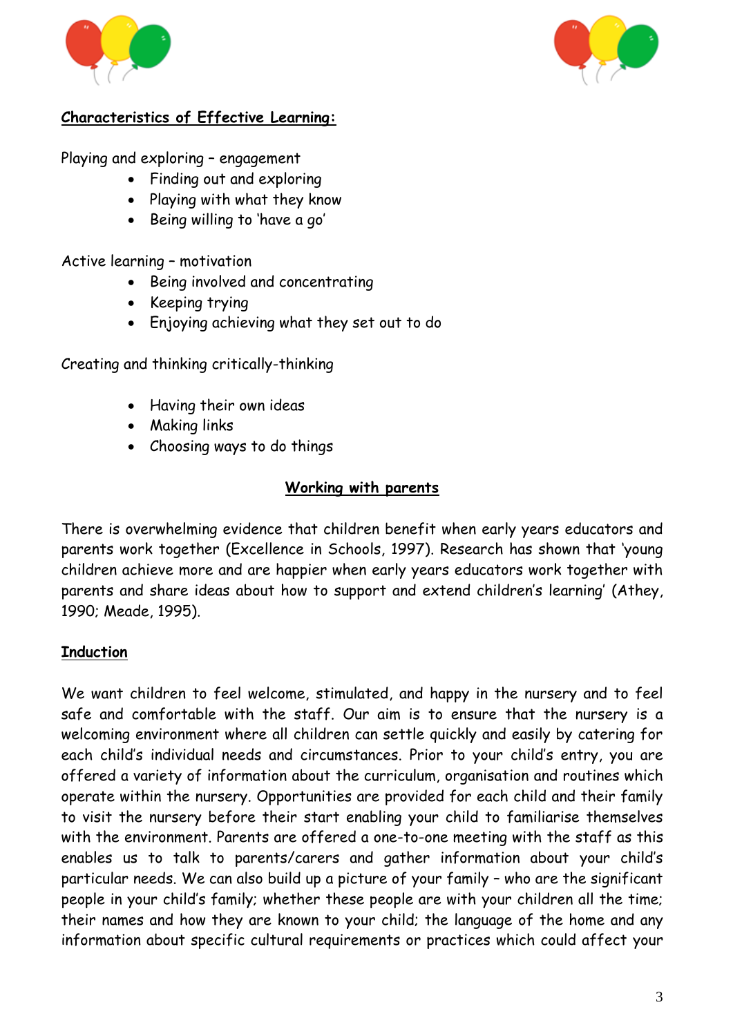**Characteristics of Effective Learning:**

Playing and exploring – engagement

- Finding out and exploring
- Playing with what they know
- Being willing to 'have a go'

Active learning – motivation

- Being involved and concentrating
- Keeping trying
- Enjoying achieving what they set out to do

Creating and thinking critically-thinking

- Having their own ideas
- Making links
- Choosing ways to do things

## Working with parents

There is overwhelming evidence that children benefit when early years educators and parents work together (Excellence in Schools, 1997). Research has shown that 'young children achieve more and are happier when early years educators work together with parents and share ideas about how to support and extend children's learning' (Athey, 1990; Meade, 1995).

## Induction

We want children to feel welcome, stimulated, and happy in the nursery and to feel safe and comfortable with the staff. Our aim is to ensure that the nursery is a welcoming environment where all children can settle quickly and easily by catering for each child's individual needs and circumstances. Prior to your child's entry, you are offered a variety of information about the curriculum, organisation and routines which operate within the nursery. Opportunities are provided for each child and their family to visit the nursery before their start enabling your child to familiarise themselves with the environment. Parents are offered a one-to-one meeting with the staff as this enables us to talk to parents/carers and gather information about your child's particular needs. We can also build up a picture of your family – who are the significant people in your child's family; whether these people are with your children all the time; their names and how they are known to your child; the language of the home and any information about specific cultural requirements or practices which could affect your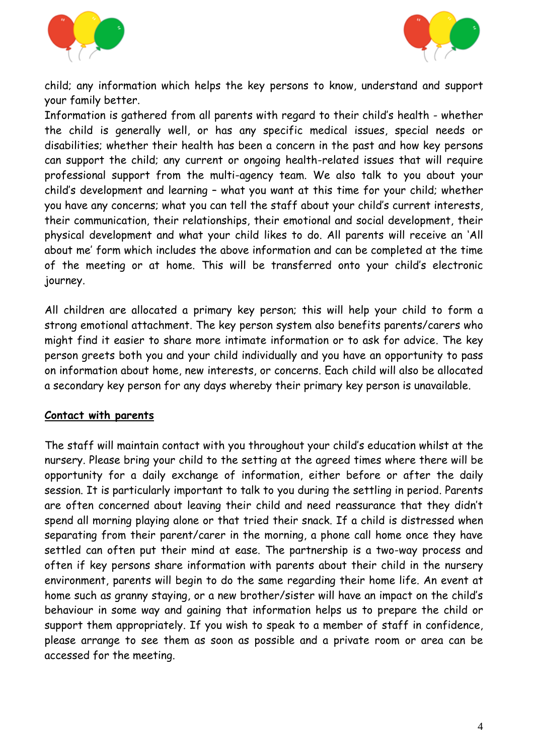child; any information which helps the key persons to know, understand and support your family better.
Information is gathered from all parents with regard to their child's health - whether the child is generally well, or has any specific medical issues, special needs or disabilities; whether their health has been a concern in the past and how key persons can support the child; any current or ongoing health-related issues that will require professional support from the multi-agency team. We also talk to you about your child's development and learning – what you want at this time for your child; whether you have any concerns; what you can tell the staff about your child's current interests, their communication, their relationships, their emotional and social development, their physical development and what your child likes to do. All parents will receive an 'All about me' form which includes the above information and can be completed at the time of the meeting or at home. This will be transferred onto your child's electronic journey.

All children are allocated a primary key person; this will help your child to form a strong emotional attachment. The key person system also benefits parents/carers who might find it easier to share more intimate information or to ask for advice. The key person greets both you and your child individually and you have an opportunity to pass on information about home, new interests, or concerns. Each child will also be allocated a secondary key person for any days whereby their primary key person is unavailable.

**Contact with parents**

The staff will maintain contact with you throughout your child's education whilst at the nursery. Please bring your child to the setting at the agreed times where there will be opportunity for a daily exchange of information, either before or after the daily session. It is particularly important to talk to you during the settling in period. Parents are often concerned about leaving their child and need reassurance that they didn't spend all morning playing alone or that tried their snack. If a child is distressed when separating from their parent/carer in the morning, a phone call home once they have settled can often put their mind at ease. The partnership is a two-way process and often if key persons share information with parents about their child in the nursery environment, parents will begin to do the same regarding their home life. An event at home such as granny staying, or a new brother/sister will have an impact on the child's behaviour in some way and gaining that information helps us to prepare the child or support them appropriately. If you wish to speak to a member of staff in confidence, please arrange to see them as soon as possible and a private room or area can be accessed for the meeting.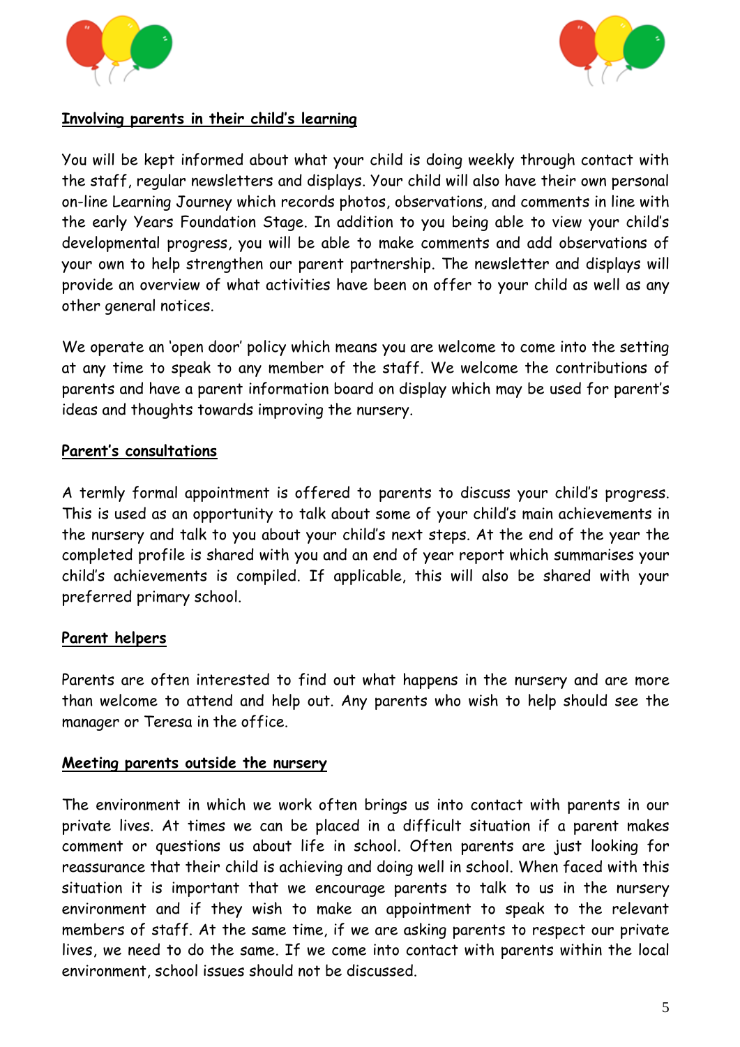**Involving parents in their child's learning**

You will be kept informed about what your child is doing weekly through contact with the staff, regular newsletters and displays. Your child will also have their own personal on-line Learning Journey which records photos, observations, and comments in line with the early Years Foundation Stage. In addition to you being able to view your child's developmental progress, you will be able to make comments and add observations of your own to help strengthen our parent partnership. The newsletter and displays will provide an overview of what activities have been on offer to your child as well as any other general notices.

We operate an 'open door' policy which means you are welcome to come into the setting at any time to speak to any member of the staff. We welcome the contributions of parents and have a parent information board on display which may be used for parent's ideas and thoughts towards improving the nursery.

**Parent's consultations**

A termly formal appointment is offered to parents to discuss your child's progress. This is used as an opportunity to talk about some of your child's main achievements in the nursery and talk to you about your child's next steps. At the end of the year the completed profile is shared with you and an end of year report which summarises your child's achievements is compiled. If applicable, this will also be shared with your preferred primary school.

**Parent helpers**

Parents are often interested to find out what happens in the nursery and are more than welcome to attend and help out. Any parents who wish to help should see the manager or Teresa in the office.

**Meeting parents outside the nursery**

The environment in which we work often brings us into contact with parents in our private lives. At times we can be placed in a difficult situation if a parent makes comment or questions us about life in school. Often parents are just looking for reassurance that their child is achieving and doing well in school. When faced with this situation it is important that we encourage parents to talk to us in the nursery environment and if they wish to make an appointment to speak to the relevant members of staff. At the same time, if we are asking parents to respect our private lives, we need to do the same. If we come into contact with parents within the local environment, school issues should not be discussed.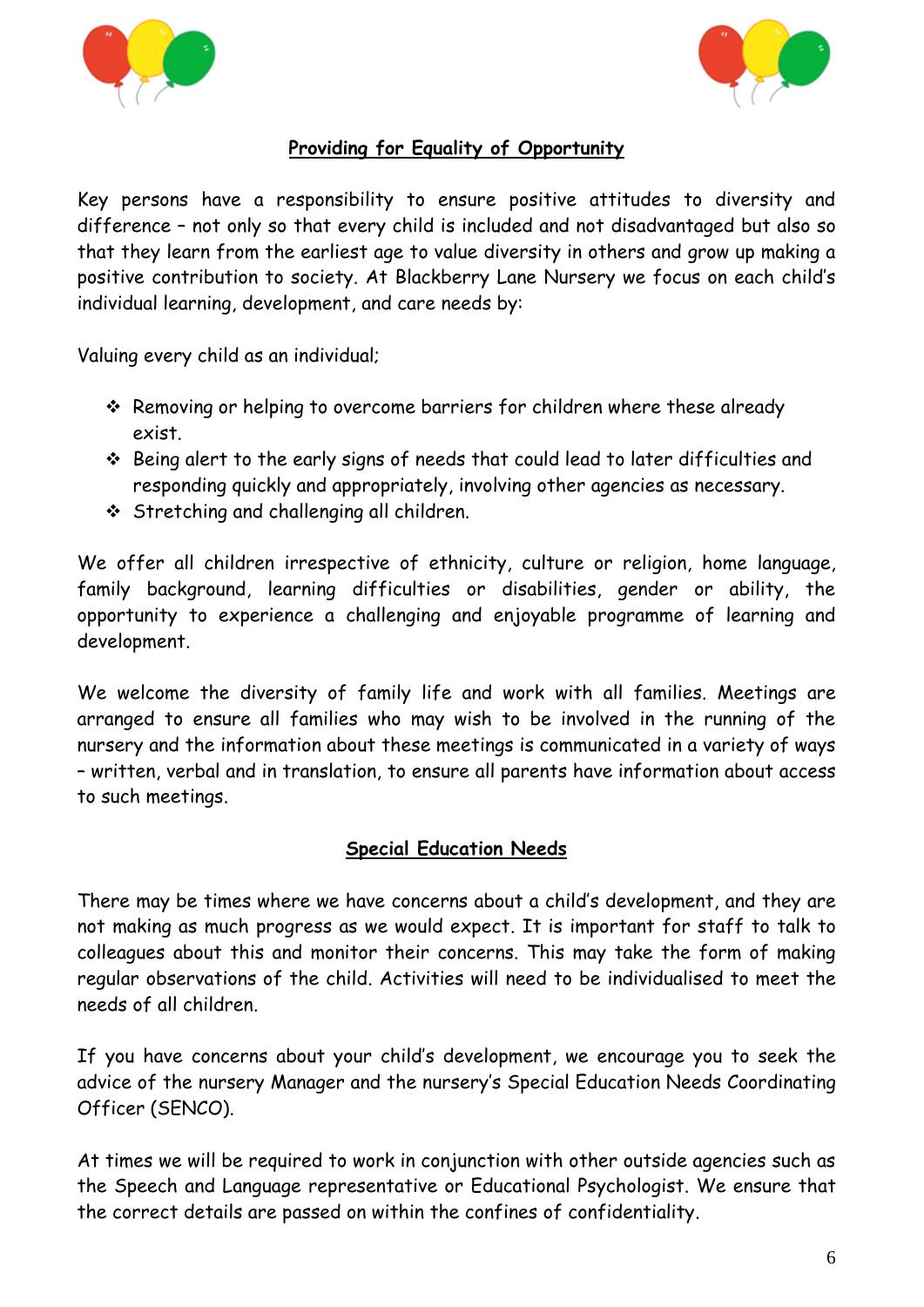## Providing for Equality of Opportunity

Key persons have a responsibility to ensure positive attitudes to diversity and difference – not only so that every child is included and not disadvantaged but also so that they learn from the earliest age to value diversity in others and grow up making a positive contribution to society. At Blackberry Lane Nursery we focus on each child's individual learning, development, and care needs by:

Valuing every child as an individual;

- Removing or helping to overcome barriers for children where these already exist.
- Being alert to the early signs of needs that could lead to later difficulties and responding quickly and appropriately, involving other agencies as necessary.
- Stretching and challenging all children.

We offer all children irrespective of ethnicity, culture or religion, home language, family background, learning difficulties or disabilities, gender or ability, the opportunity to experience a challenging and enjoyable programme of learning and development.

We welcome the diversity of family life and work with all families. Meetings are arranged to ensure all families who may wish to be involved in the running of the nursery and the information about these meetings is communicated in a variety of ways – written, verbal and in translation, to ensure all parents have information about access to such meetings.

## Special Education Needs

There may be times where we have concerns about a child's development, and they are not making as much progress as we would expect. It is important for staff to talk to colleagues about this and monitor their concerns. This may take the form of making regular observations of the child. Activities will need to be individualised to meet the needs of all children.

If you have concerns about your child's development, we encourage you to seek the advice of the nursery Manager and the nursery's Special Education Needs Coordinating Officer (SENCO).

At times we will be required to work in conjunction with other outside agencies such as the Speech and Language representative or Educational Psychologist. We ensure that the correct details are passed on within the confines of confidentiality.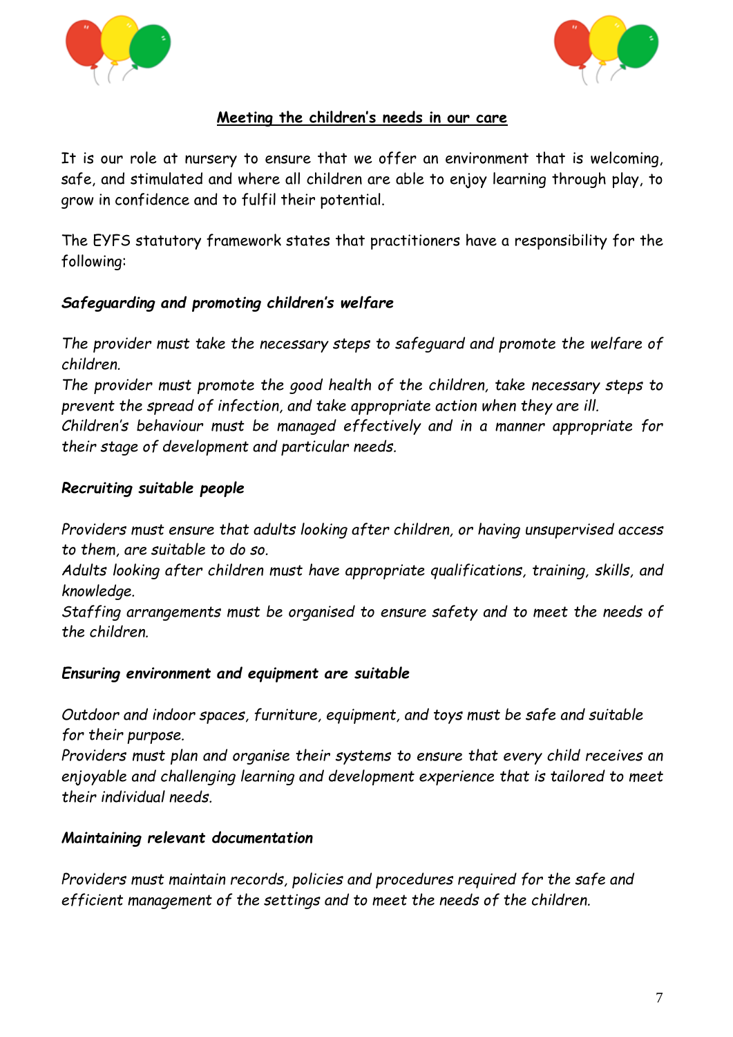## Meeting the children's needs in our care

It is our role at nursery to ensure that we offer an environment that is welcoming, safe, and stimulated and where all children are able to enjoy learning through play, to grow in confidence and to fulfil their potential.

The EYFS statutory framework states that practitioners have a responsibility for the following:

***Safeguarding and promoting children's welfare***

*The provider must take the necessary steps to safeguard and promote the welfare of children.*
*The provider must promote the good health of the children, take necessary steps to prevent the spread of infection, and take appropriate action when they are ill.*
*Children's behaviour must be managed effectively and in a manner appropriate for their stage of development and particular needs.*

***Recruiting suitable people***

*Providers must ensure that adults looking after children, or having unsupervised access to them, are suitable to do so.*
*Adults looking after children must have appropriate qualifications, training, skills, and knowledge.*
*Staffing arrangements must be organised to ensure safety and to meet the needs of the children.*

***Ensuring environment and equipment are suitable***

*Outdoor and indoor spaces, furniture, equipment, and toys must be safe and suitable for their purpose.*
*Providers must plan and organise their systems to ensure that every child receives an enjoyable and challenging learning and development experience that is tailored to meet their individual needs.*

***Maintaining relevant documentation***

*Providers must maintain records, policies and procedures required for the safe and efficient management of the settings and to meet the needs of the children.*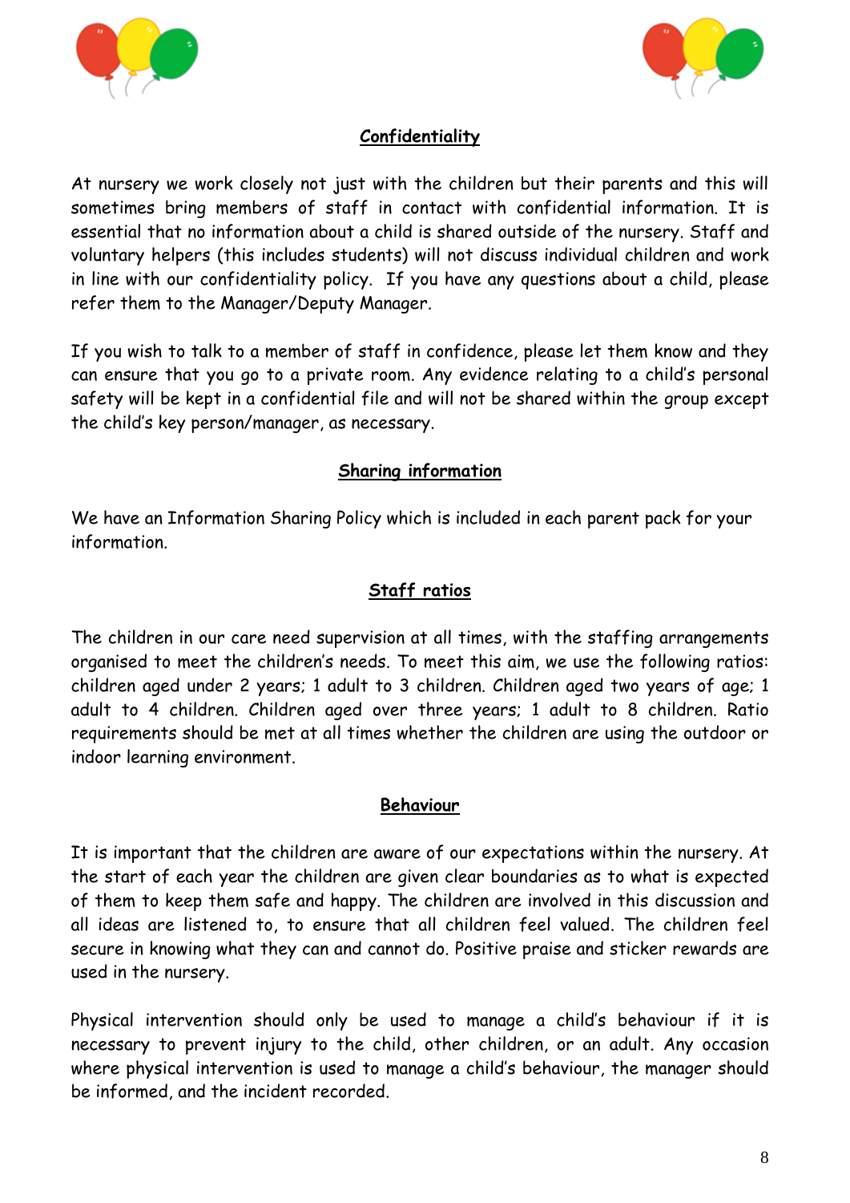## Confidentiality

At nursery we work closely not just with the children but their parents and this will sometimes bring members of staff in contact with confidential information. It is essential that no information about a child is shared outside of the nursery. Staff and voluntary helpers (this includes students) will not discuss individual children and work in line with our confidentiality policy. If you have any questions about a child, please refer them to the Manager/Deputy Manager.

If you wish to talk to a member of staff in confidence, please let them know and they can ensure that you go to a private room. Any evidence relating to a child's personal safety will be kept in a confidential file and will not be shared within the group except the child's key person/manager, as necessary.

## Sharing information

We have an Information Sharing Policy which is included in each parent pack for your information.

## Staff ratios

The children in our care need supervision at all times, with the staffing arrangements organised to meet the children's needs. To meet this aim, we use the following ratios: children aged under 2 years; 1 adult to 3 children. Children aged two years of age; 1 adult to 4 children. Children aged over three years; 1 adult to 8 children. Ratio requirements should be met at all times whether the children are using the outdoor or indoor learning environment.

## Behaviour

It is important that the children are aware of our expectations within the nursery. At the start of each year the children are given clear boundaries as to what is expected of them to keep them safe and happy. The children are involved in this discussion and all ideas are listened to, to ensure that all children feel valued. The children feel secure in knowing what they can and cannot do. Positive praise and sticker rewards are used in the nursery.

Physical intervention should only be used to manage a child's behaviour if it is necessary to prevent injury to the child, other children, or an adult. Any occasion where physical intervention is used to manage a child's behaviour, the manager should be informed, and the incident recorded.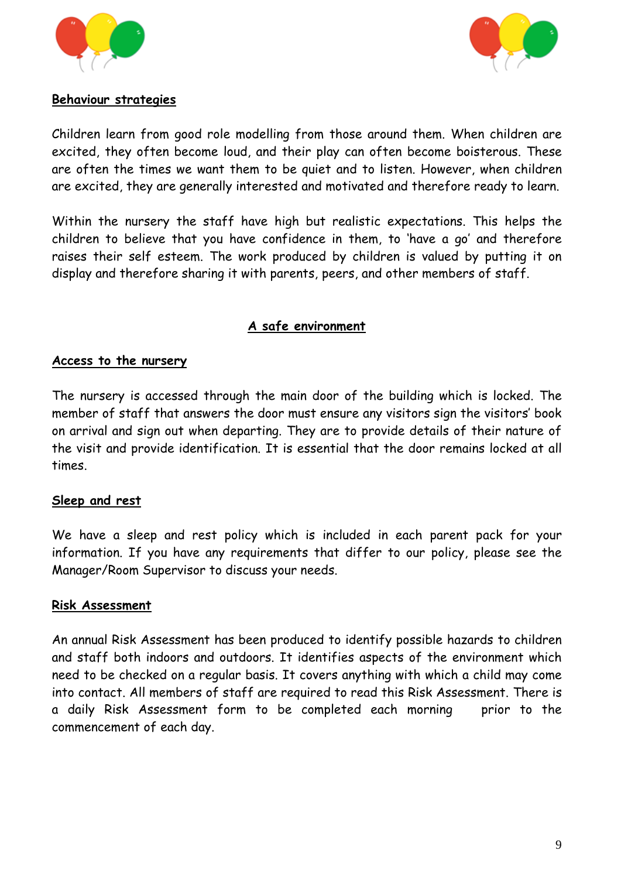**Behaviour strategies**

Children learn from good role modelling from those around them. When children are excited, they often become loud, and their play can often become boisterous. These are often the times we want them to be quiet and to listen. However, when children are excited, they are generally interested and motivated and therefore ready to learn.

Within the nursery the staff have high but realistic expectations. This helps the children to believe that you have confidence in them, to 'have a go' and therefore raises their self esteem. The work produced by children is valued by putting it on display and therefore sharing it with parents, peers, and other members of staff.

## A safe environment

**Access to the nursery**

The nursery is accessed through the main door of the building which is locked. The member of staff that answers the door must ensure any visitors sign the visitors' book on arrival and sign out when departing. They are to provide details of their nature of the visit and provide identification. It is essential that the door remains locked at all times.

**Sleep and rest**

We have a sleep and rest policy which is included in each parent pack for your information. If you have any requirements that differ to our policy, please see the Manager/Room Supervisor to discuss your needs.

**Risk Assessment**

An annual Risk Assessment has been produced to identify possible hazards to children and staff both indoors and outdoors. It identifies aspects of the environment which need to be checked on a regular basis. It covers anything with which a child may come into contact. All members of staff are required to read this Risk Assessment. There is a daily Risk Assessment form to be completed each morning prior to the commencement of each day.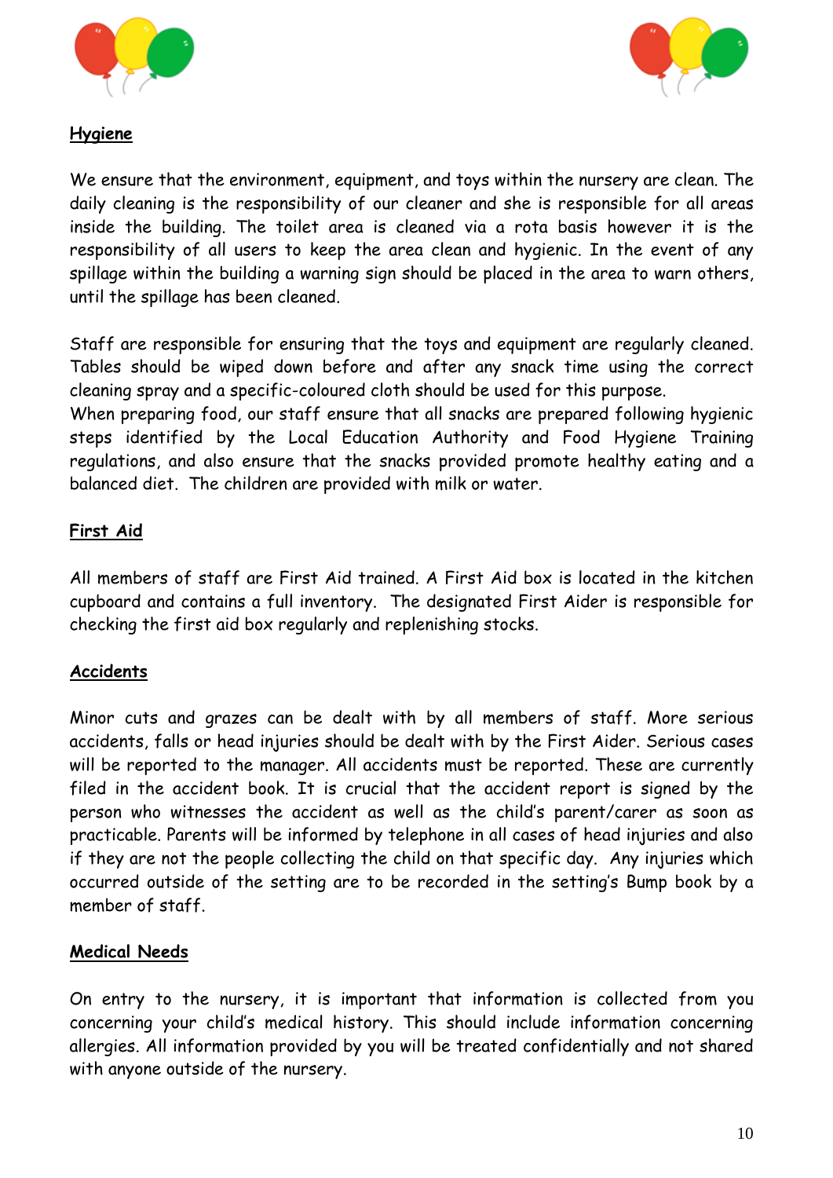## Hygiene

We ensure that the environment, equipment, and toys within the nursery are clean. The daily cleaning is the responsibility of our cleaner and she is responsible for all areas inside the building. The toilet area is cleaned via a rota basis however it is the responsibility of all users to keep the area clean and hygienic. In the event of any spillage within the building a warning sign should be placed in the area to warn others, until the spillage has been cleaned.

Staff are responsible for ensuring that the toys and equipment are regularly cleaned. Tables should be wiped down before and after any snack time using the correct cleaning spray and a specific-coloured cloth should be used for this purpose.
When preparing food, our staff ensure that all snacks are prepared following hygienic steps identified by the Local Education Authority and Food Hygiene Training regulations, and also ensure that the snacks provided promote healthy eating and a balanced diet. The children are provided with milk or water.

## First Aid

All members of staff are First Aid trained. A First Aid box is located in the kitchen cupboard and contains a full inventory. The designated First Aider is responsible for checking the first aid box regularly and replenishing stocks.

## Accidents

Minor cuts and grazes can be dealt with by all members of staff. More serious accidents, falls or head injuries should be dealt with by the First Aider. Serious cases will be reported to the manager. All accidents must be reported. These are currently filed in the accident book. It is crucial that the accident report is signed by the person who witnesses the accident as well as the child's parent/carer as soon as practicable. Parents will be informed by telephone in all cases of head injuries and also if they are not the people collecting the child on that specific day. Any injuries which occurred outside of the setting are to be recorded in the setting's Bump book by a member of staff.

## Medical Needs

On entry to the nursery, it is important that information is collected from you concerning your child's medical history. This should include information concerning allergies. All information provided by you will be treated confidentially and not shared with anyone outside of the nursery.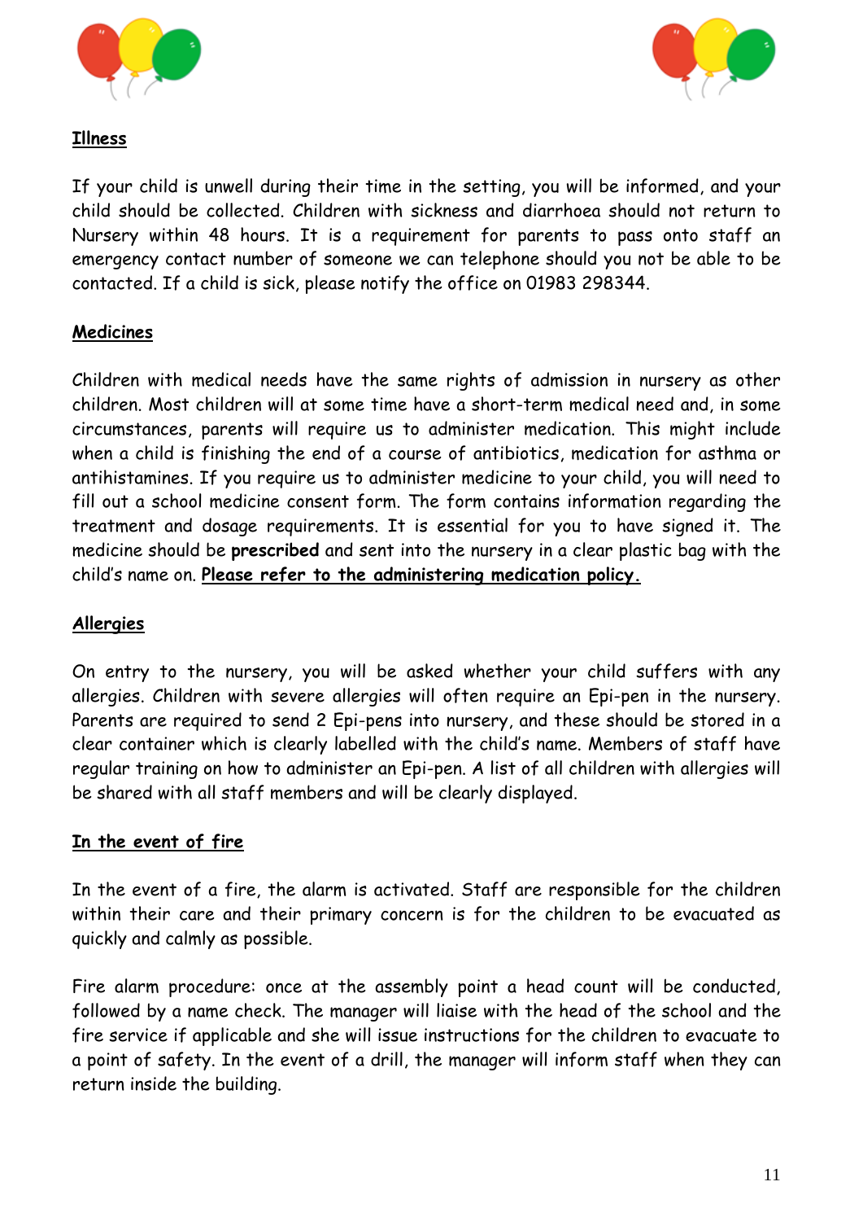## Illness

If your child is unwell during their time in the setting, you will be informed, and your child should be collected. Children with sickness and diarrhoea should not return to Nursery within 48 hours. It is a requirement for parents to pass onto staff an emergency contact number of someone we can telephone should you not be able to be contacted. If a child is sick, please notify the office on 01983 298344.

## Medicines

Children with medical needs have the same rights of admission in nursery as other children. Most children will at some time have a short-term medical need and, in some circumstances, parents will require us to administer medication. This might include when a child is finishing the end of a course of antibiotics, medication for asthma or antihistamines. If you require us to administer medicine to your child, you will need to fill out a school medicine consent form. The form contains information regarding the treatment and dosage requirements. It is essential for you to have signed it. The medicine should be **prescribed** and sent into the nursery in a clear plastic bag with the child's name on. **Please refer to the administering medication policy.**

## Allergies

On entry to the nursery, you will be asked whether your child suffers with any allergies. Children with severe allergies will often require an Epi-pen in the nursery. Parents are required to send 2 Epi-pens into nursery, and these should be stored in a clear container which is clearly labelled with the child's name. Members of staff have regular training on how to administer an Epi-pen. A list of all children with allergies will be shared with all staff members and will be clearly displayed.

## In the event of fire

In the event of a fire, the alarm is activated. Staff are responsible for the children within their care and their primary concern is for the children to be evacuated as quickly and calmly as possible.

Fire alarm procedure: once at the assembly point a head count will be conducted, followed by a name check. The manager will liaise with the head of the school and the fire service if applicable and she will issue instructions for the children to evacuate to a point of safety. In the event of a drill, the manager will inform staff when they can return inside the building.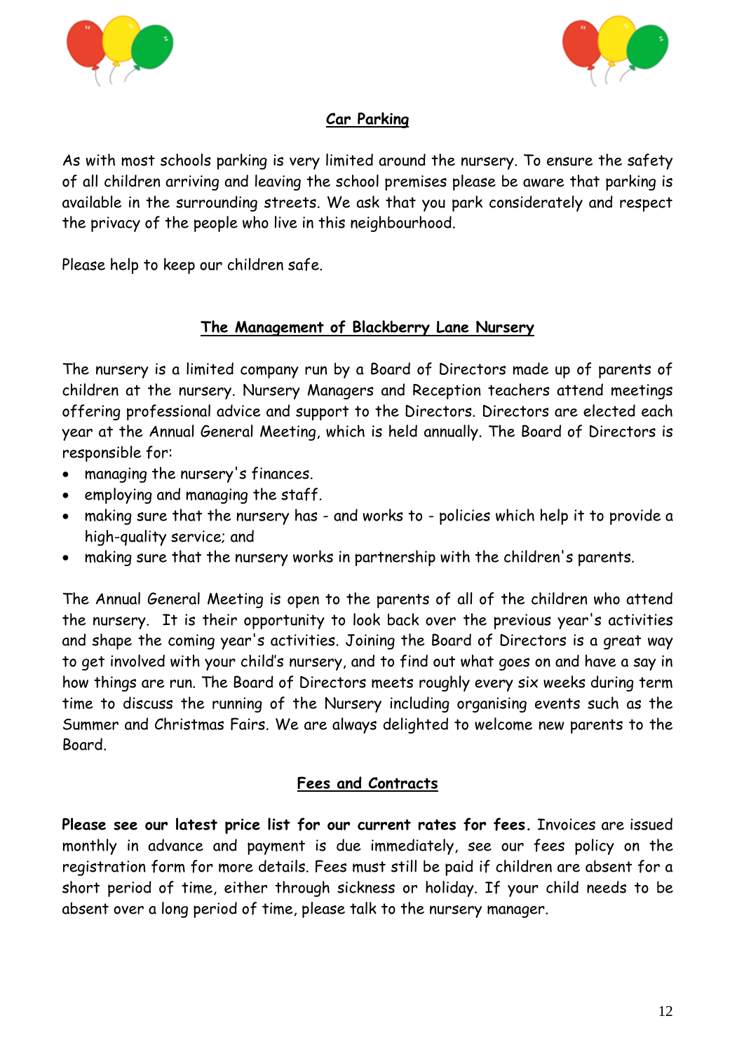## Car Parking

As with most schools parking is very limited around the nursery. To ensure the safety of all children arriving and leaving the school premises please be aware that parking is available in the surrounding streets. We ask that you park considerately and respect the privacy of the people who live in this neighbourhood.

Please help to keep our children safe.

## The Management of Blackberry Lane Nursery

The nursery is a limited company run by a Board of Directors made up of parents of children at the nursery. Nursery Managers and Reception teachers attend meetings offering professional advice and support to the Directors. Directors are elected each year at the Annual General Meeting, which is held annually. The Board of Directors is responsible for:

- managing the nursery's finances.
- employing and managing the staff.
- making sure that the nursery has - and works to - policies which help it to provide a high-quality service; and
- making sure that the nursery works in partnership with the children's parents.

The Annual General Meeting is open to the parents of all of the children who attend the nursery. It is their opportunity to look back over the previous year's activities and shape the coming year's activities. Joining the Board of Directors is a great way to get involved with your child's nursery, and to find out what goes on and have a say in how things are run. The Board of Directors meets roughly every six weeks during term time to discuss the running of the Nursery including organising events such as the Summer and Christmas Fairs. We are always delighted to welcome new parents to the Board.

## Fees and Contracts

**Please see our latest price list for our current rates for fees.** Invoices are issued monthly in advance and payment is due immediately, see our fees policy on the registration form for more details. Fees must still be paid if children are absent for a short period of time, either through sickness or holiday. If your child needs to be absent over a long period of time, please talk to the nursery manager.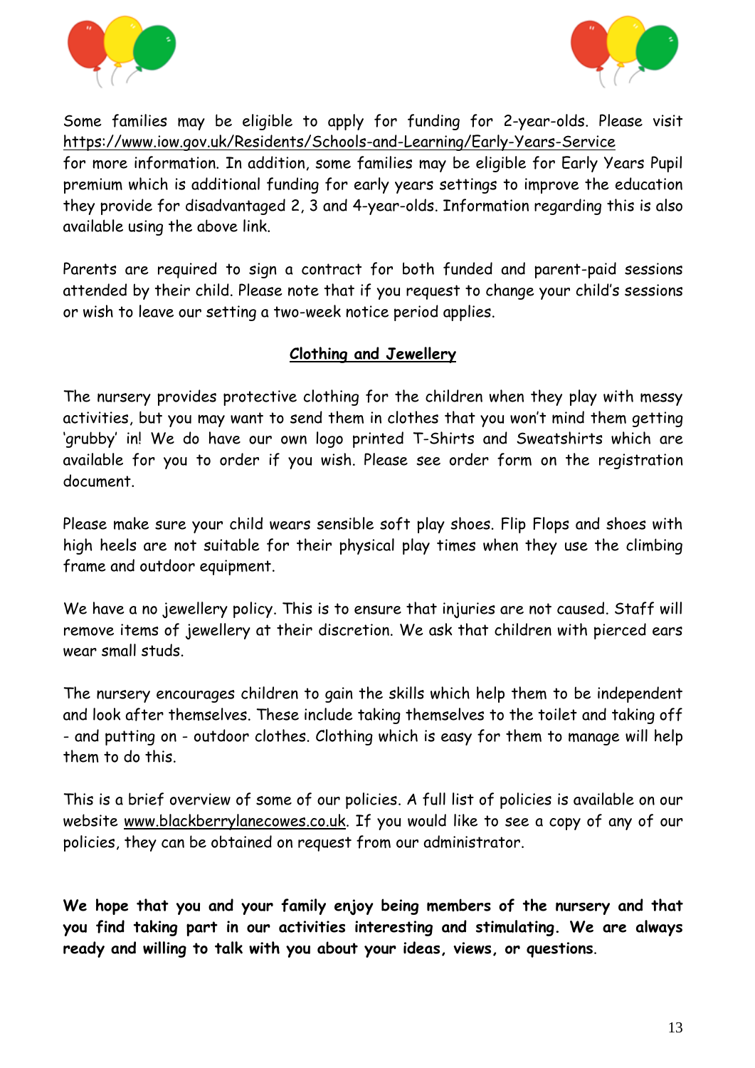Some families may be eligible to apply for funding for 2-year-olds. Please visit https://www.iow.gov.uk/Residents/Schools-and-Learning/Early-Years-Service for more information. In addition, some families may be eligible for Early Years Pupil premium which is additional funding for early years settings to improve the education they provide for disadvantaged 2, 3 and 4-year-olds. Information regarding this is also available using the above link.

Parents are required to sign a contract for both funded and parent-paid sessions attended by their child. Please note that if you request to change your child's sessions or wish to leave our setting a two-week notice period applies.

## Clothing and Jewellery

The nursery provides protective clothing for the children when they play with messy activities, but you may want to send them in clothes that you won't mind them getting 'grubby' in! We do have our own logo printed T-Shirts and Sweatshirts which are available for you to order if you wish. Please see order form on the registration document.

Please make sure your child wears sensible soft play shoes. Flip Flops and shoes with high heels are not suitable for their physical play times when they use the climbing frame and outdoor equipment.

We have a no jewellery policy. This is to ensure that injuries are not caused. Staff will remove items of jewellery at their discretion. We ask that children with pierced ears wear small studs.

The nursery encourages children to gain the skills which help them to be independent and look after themselves. These include taking themselves to the toilet and taking off - and putting on - outdoor clothes. Clothing which is easy for them to manage will help them to do this.

This is a brief overview of some of our policies. A full list of policies is available on our website www.blackberrylanecowes.co.uk. If you would like to see a copy of any of our policies, they can be obtained on request from our administrator.

**We hope that you and your family enjoy being members of the nursery and that you find taking part in our activities interesting and stimulating. We are always ready and willing to talk with you about your ideas, views, or questions.**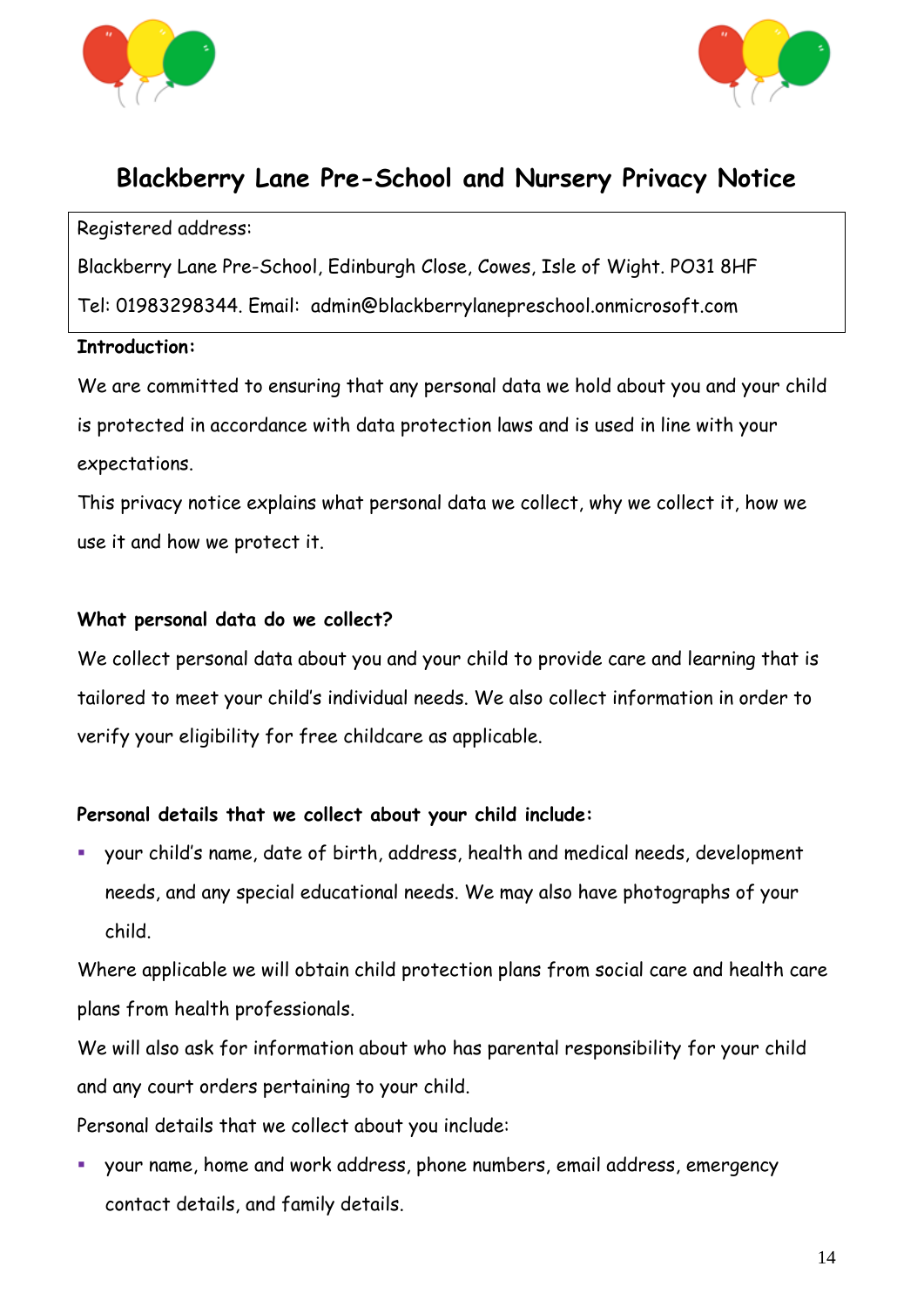# Blackberry Lane Pre-School and Nursery Privacy Notice

Registered address:

Blackberry Lane Pre-School, Edinburgh Close, Cowes, Isle of Wight. PO31 8HF

Tel: 01983298344. Email: admin@blackberrylanepreschool.onmicrosoft.com

**Introduction:**

We are committed to ensuring that any personal data we hold about you and your child is protected in accordance with data protection laws and is used in line with your expectations.

This privacy notice explains what personal data we collect, why we collect it, how we use it and how we protect it.

**What personal data do we collect?**

We collect personal data about you and your child to provide care and learning that is tailored to meet your child's individual needs. We also collect information in order to verify your eligibility for free childcare as applicable.

**Personal details that we collect about your child include:**

- your child's name, date of birth, address, health and medical needs, development needs, and any special educational needs. We may also have photographs of your child.

Where applicable we will obtain child protection plans from social care and health care plans from health professionals.

We will also ask for information about who has parental responsibility for your child and any court orders pertaining to your child.

Personal details that we collect about you include:

- your name, home and work address, phone numbers, email address, emergency contact details, and family details.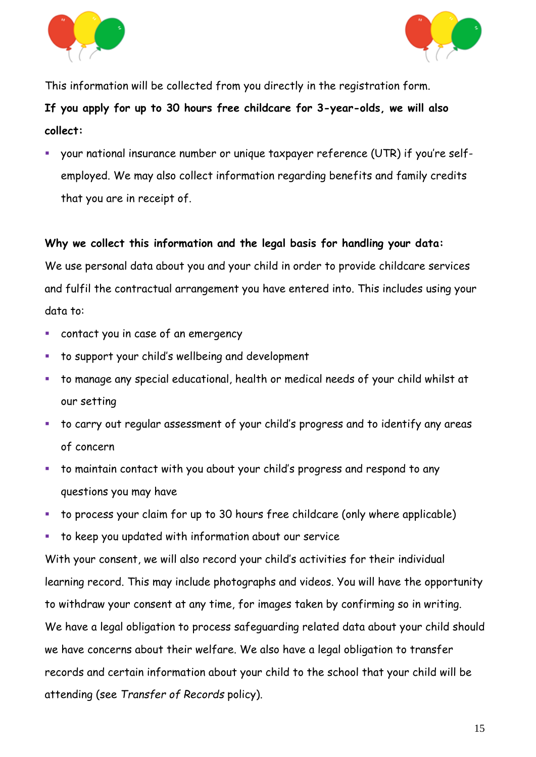This information will be collected from you directly in the registration form.

**If you apply for up to 30 hours free childcare for 3-year-olds, we will also collect:**

- your national insurance number or unique taxpayer reference (UTR) if you're self-employed. We may also collect information regarding benefits and family credits that you are in receipt of.

**Why we collect this information and the legal basis for handling your data:**

We use personal data about you and your child in order to provide childcare services and fulfil the contractual arrangement you have entered into. This includes using your data to:

- contact you in case of an emergency
- to support your child's wellbeing and development
- to manage any special educational, health or medical needs of your child whilst at our setting
- to carry out regular assessment of your child's progress and to identify any areas of concern
- to maintain contact with you about your child's progress and respond to any questions you may have
- to process your claim for up to 30 hours free childcare (only where applicable)
- to keep you updated with information about our service

With your consent, we will also record your child's activities for their individual learning record. This may include photographs and videos. You will have the opportunity to withdraw your consent at any time, for images taken by confirming so in writing.

We have a legal obligation to process safeguarding related data about your child should we have concerns about their welfare. We also have a legal obligation to transfer records and certain information about your child to the school that your child will be attending (see *Transfer of Records* policy).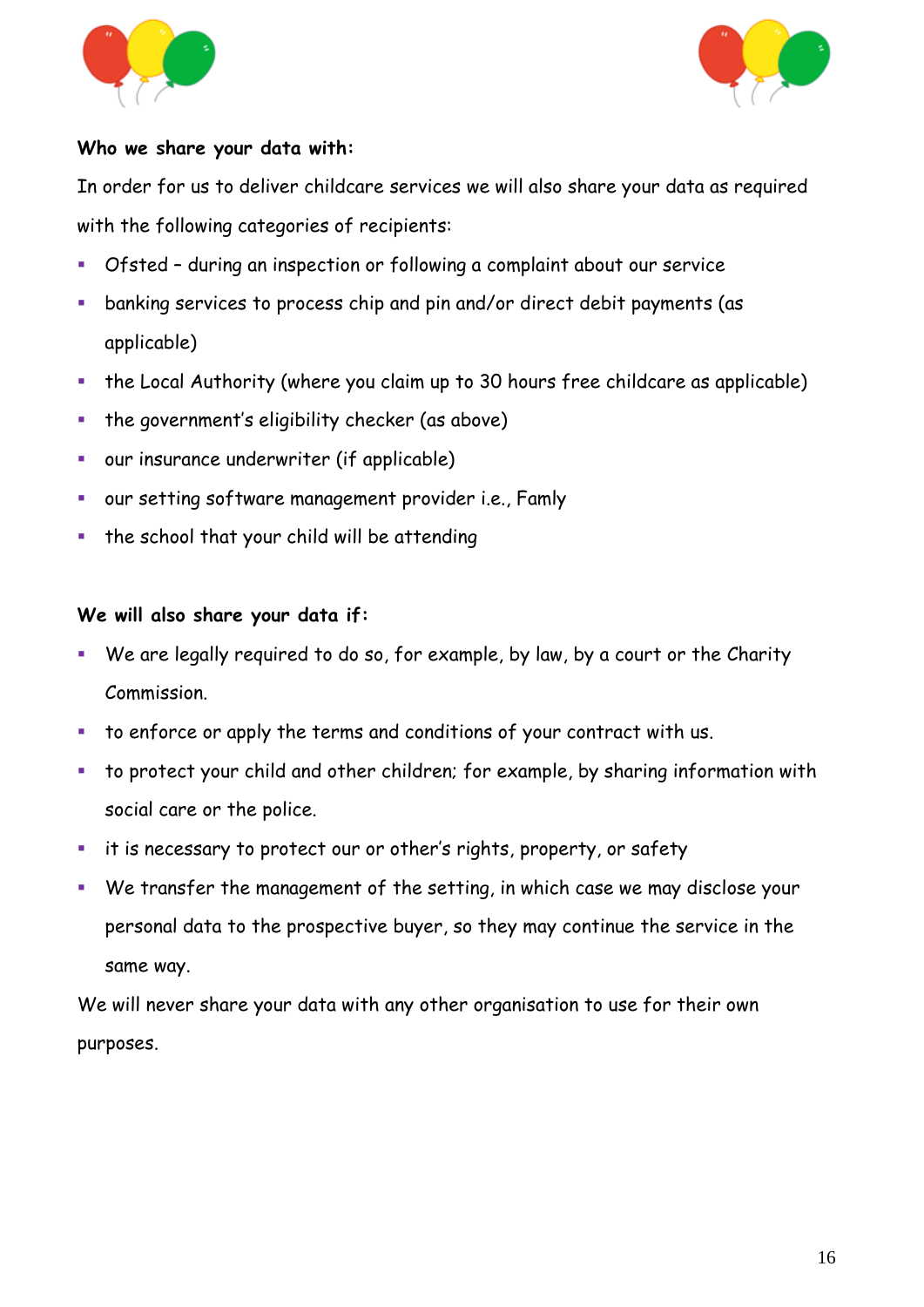**Who we share your data with:**

In order for us to deliver childcare services we will also share your data as required with the following categories of recipients:

- Ofsted – during an inspection or following a complaint about our service
- banking services to process chip and pin and/or direct debit payments (as applicable)
- the Local Authority (where you claim up to 30 hours free childcare as applicable)
- the government's eligibility checker (as above)
- our insurance underwriter (if applicable)
- our setting software management provider i.e., Famly
- the school that your child will be attending

**We will also share your data if:**

- We are legally required to do so, for example, by law, by a court or the Charity Commission.
- to enforce or apply the terms and conditions of your contract with us.
- to protect your child and other children; for example, by sharing information with social care or the police.
- it is necessary to protect our or other's rights, property, or safety
- We transfer the management of the setting, in which case we may disclose your personal data to the prospective buyer, so they may continue the service in the same way.

We will never share your data with any other organisation to use for their own purposes.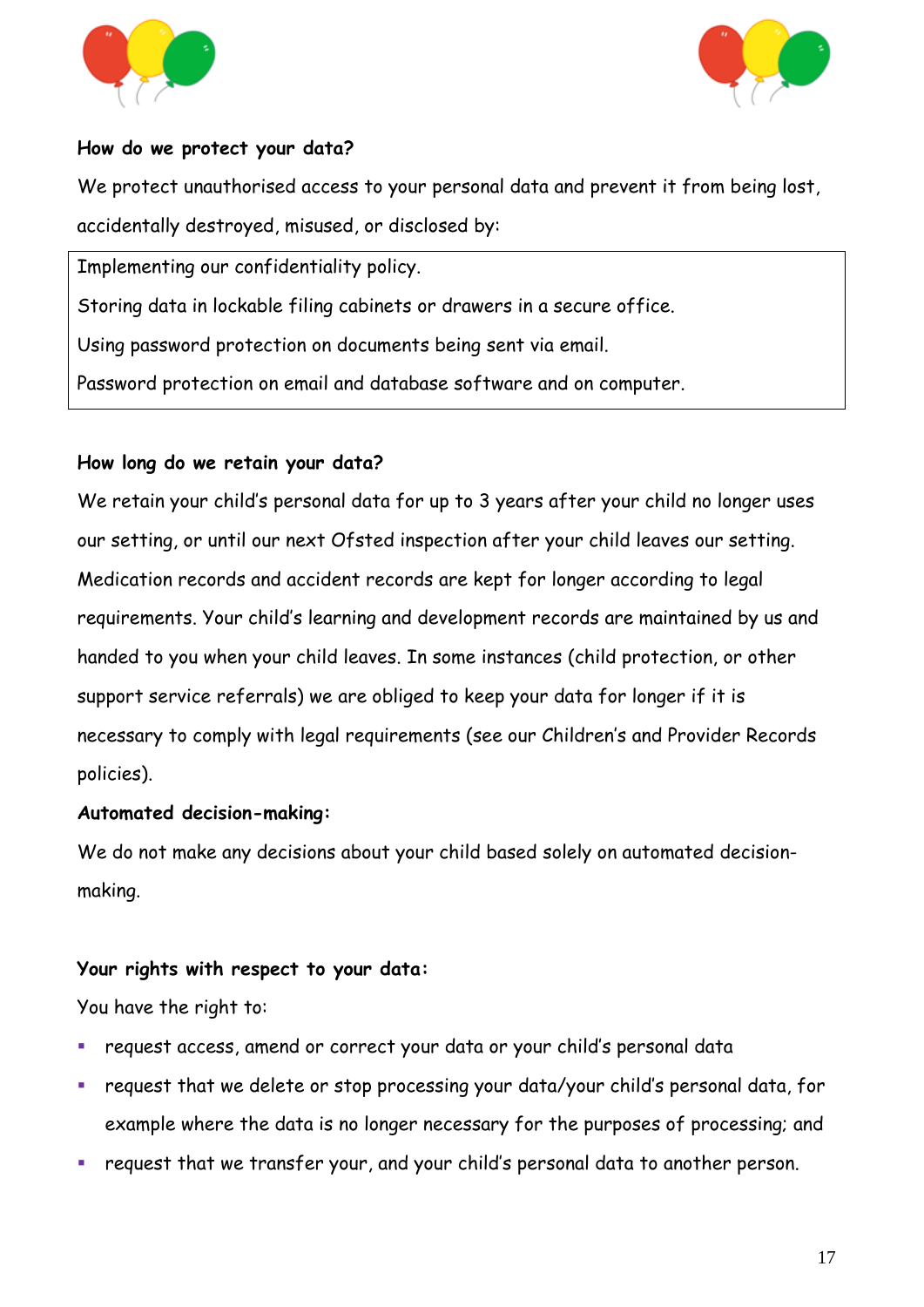**How do we protect your data?**

We protect unauthorised access to your personal data and prevent it from being lost, accidentally destroyed, misused, or disclosed by:

| Implementing our confidentiality policy. |
| --- |
| Storing data in lockable filing cabinets or drawers in a secure office. |
| Using password protection on documents being sent via email. |
| Password protection on email and database software and on computer. |

**How long do we retain your data?**

We retain your child's personal data for up to 3 years after your child no longer uses our setting, or until our next Ofsted inspection after your child leaves our setting. Medication records and accident records are kept for longer according to legal requirements. Your child's learning and development records are maintained by us and handed to you when your child leaves. In some instances (child protection, or other support service referrals) we are obliged to keep your data for longer if it is necessary to comply with legal requirements (see our Children's and Provider Records policies).

**Automated decision-making:**

We do not make any decisions about your child based solely on automated decision-making.

**Your rights with respect to your data:**

You have the right to:

- request access, amend or correct your data or your child's personal data
- request that we delete or stop processing your data/your child's personal data, for example where the data is no longer necessary for the purposes of processing; and
- request that we transfer your, and your child's personal data to another person.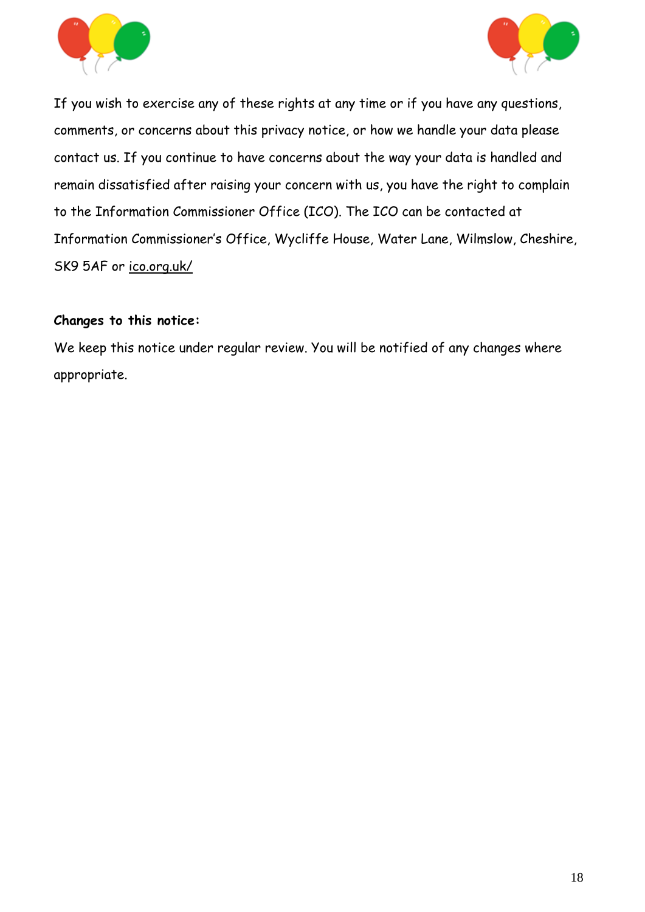If you wish to exercise any of these rights at any time or if you have any questions, comments, or concerns about this privacy notice, or how we handle your data please contact us. If you continue to have concerns about the way your data is handled and remain dissatisfied after raising your concern with us, you have the right to complain to the Information Commissioner Office (ICO). The ICO can be contacted at Information Commissioner's Office, Wycliffe House, Water Lane, Wilmslow, Cheshire, SK9 5AF or ico.org.uk/

**Changes to this notice:**

We keep this notice under regular review. You will be notified of any changes where appropriate.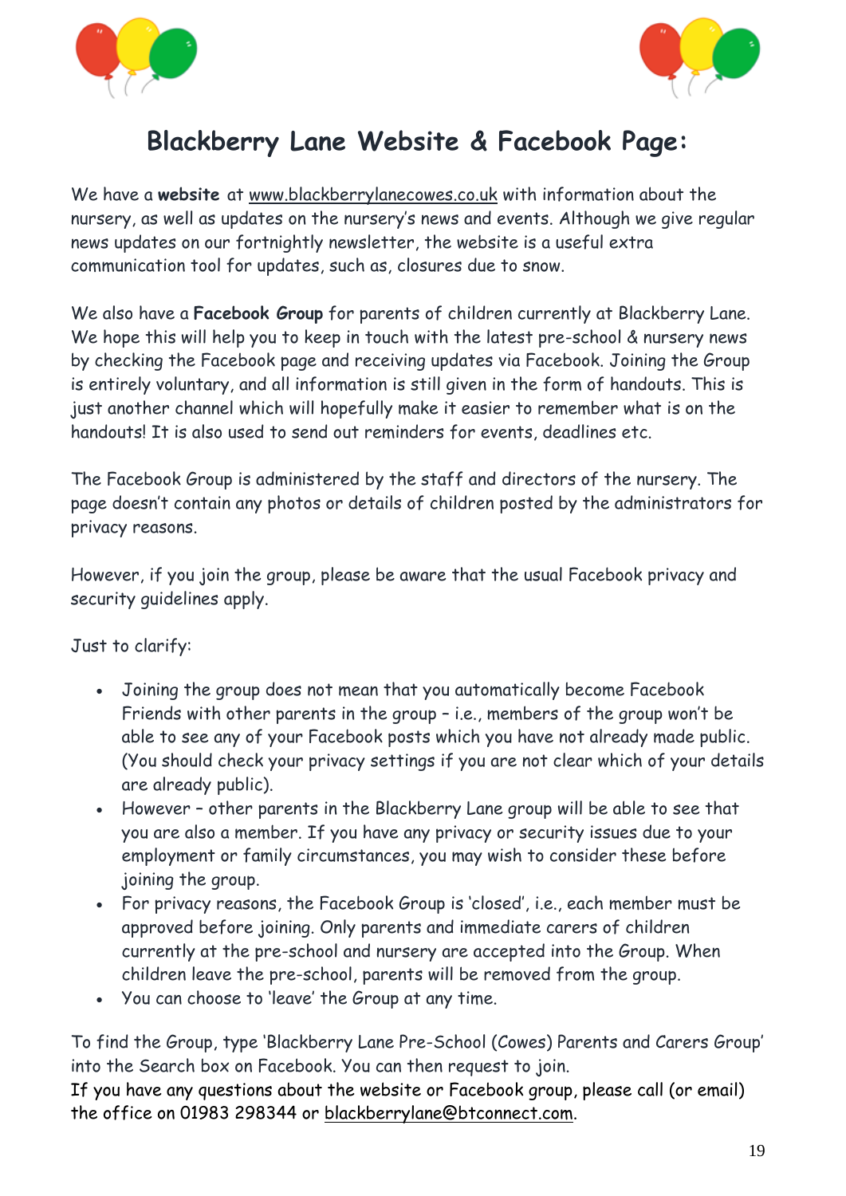# Blackberry Lane Website & Facebook Page:

We have a **website** at www.blackberrylanecowes.co.uk with information about the nursery, as well as updates on the nursery's news and events. Although we give regular news updates on our fortnightly newsletter, the website is a useful extra communication tool for updates, such as, closures due to snow.

We also have a **Facebook Group** for parents of children currently at Blackberry Lane. We hope this will help you to keep in touch with the latest pre-school & nursery news by checking the Facebook page and receiving updates via Facebook. Joining the Group is entirely voluntary, and all information is still given in the form of handouts. This is just another channel which will hopefully make it easier to remember what is on the handouts! It is also used to send out reminders for events, deadlines etc.

The Facebook Group is administered by the staff and directors of the nursery. The page doesn't contain any photos or details of children posted by the administrators for privacy reasons.

However, if you join the group, please be aware that the usual Facebook privacy and security guidelines apply.

Just to clarify:

- Joining the group does not mean that you automatically become Facebook Friends with other parents in the group – i.e., members of the group won't be able to see any of your Facebook posts which you have not already made public. (You should check your privacy settings if you are not clear which of your details are already public).
- However – other parents in the Blackberry Lane group will be able to see that you are also a member. If you have any privacy or security issues due to your employment or family circumstances, you may wish to consider these before joining the group.
- For privacy reasons, the Facebook Group is 'closed', i.e., each member must be approved before joining. Only parents and immediate carers of children currently at the pre-school and nursery are accepted into the Group. When children leave the pre-school, parents will be removed from the group.
- You can choose to 'leave' the Group at any time.

To find the Group, type 'Blackberry Lane Pre-School (Cowes) Parents and Carers Group' into the Search box on Facebook. You can then request to join.
If you have any questions about the website or Facebook group, please call (or email) the office on 01983 298344 or blackberrylane@btconnect.com.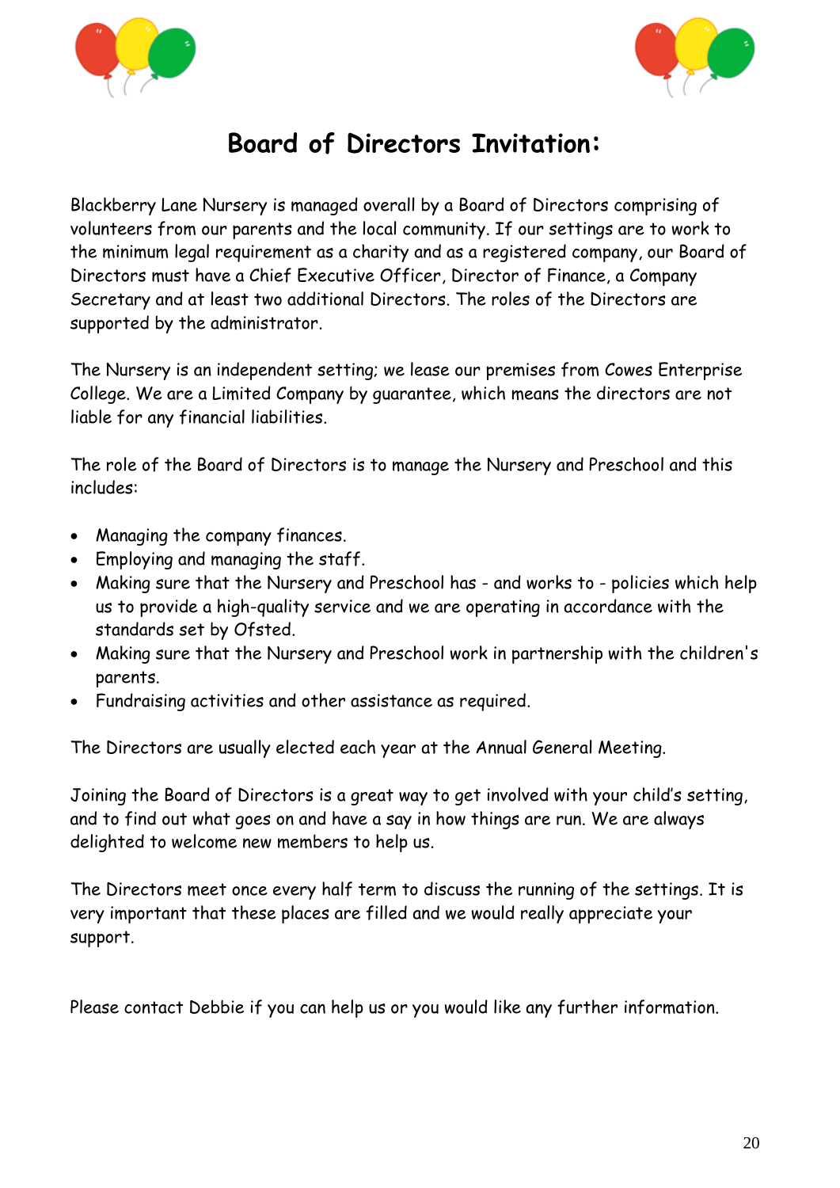# Board of Directors Invitation:

Blackberry Lane Nursery is managed overall by a Board of Directors comprising of volunteers from our parents and the local community. If our settings are to work to the minimum legal requirement as a charity and as a registered company, our Board of Directors must have a Chief Executive Officer, Director of Finance, a Company Secretary and at least two additional Directors. The roles of the Directors are supported by the administrator.

The Nursery is an independent setting; we lease our premises from Cowes Enterprise College. We are a Limited Company by guarantee, which means the directors are not liable for any financial liabilities.

The role of the Board of Directors is to manage the Nursery and Preschool and this includes:

- Managing the company finances.
- Employing and managing the staff.
- Making sure that the Nursery and Preschool has - and works to - policies which help us to provide a high-quality service and we are operating in accordance with the standards set by Ofsted.
- Making sure that the Nursery and Preschool work in partnership with the children's parents.
- Fundraising activities and other assistance as required.

The Directors are usually elected each year at the Annual General Meeting.

Joining the Board of Directors is a great way to get involved with your child's setting, and to find out what goes on and have a say in how things are run. We are always delighted to welcome new members to help us.

The Directors meet once every half term to discuss the running of the settings. It is very important that these places are filled and we would really appreciate your support.

Please contact Debbie if you can help us or you would like any further information.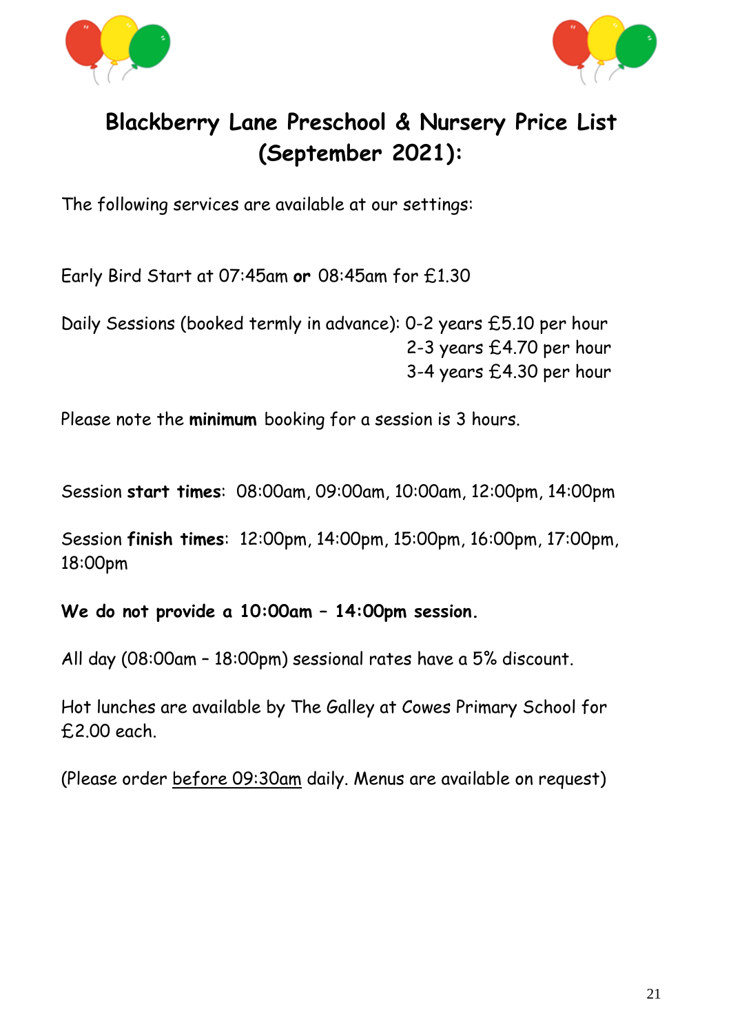# Blackberry Lane Preschool & Nursery Price List (September 2021):

The following services are available at our settings:

Early Bird Start at 07:45am **or** 08:45am for £1.30

Daily Sessions (booked termly in advance): 0-2 years £5.10 per hour
2-3 years £4.70 per hour
3-4 years £4.30 per hour

Please note the **minimum** booking for a session is 3 hours.

Session **start times**: 08:00am, 09:00am, 10:00am, 12:00pm, 14:00pm

Session **finish times**: 12:00pm, 14:00pm, 15:00pm, 16:00pm, 17:00pm, 18:00pm

**We do not provide a 10:00am – 14:00pm session.**

All day (08:00am – 18:00pm) sessional rates have a 5% discount.

Hot lunches are available by The Galley at Cowes Primary School for £2.00 each.

(Please order <u>before 09:30am</u> daily. Menus are available on request)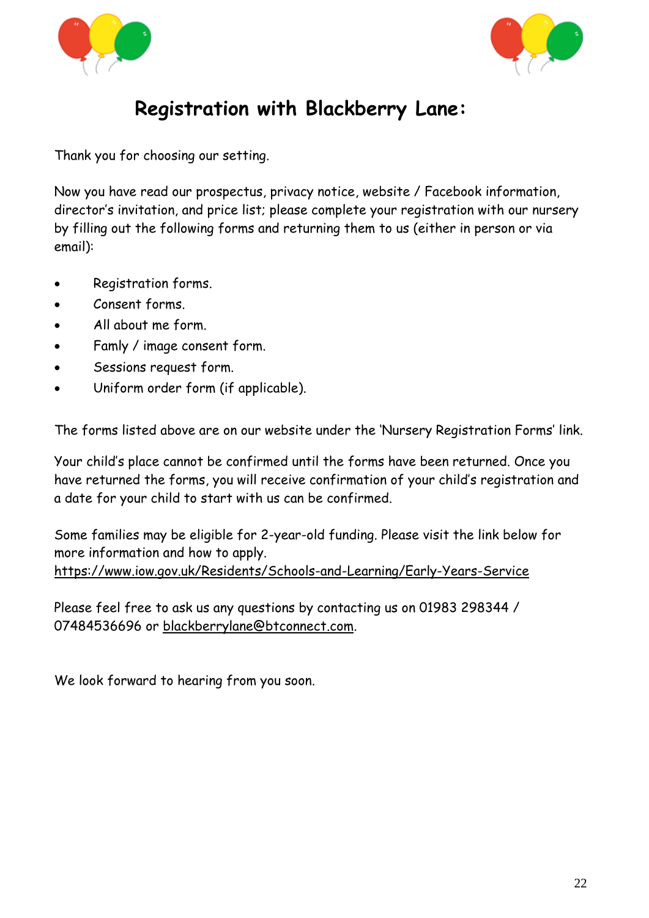# Registration with Blackberry Lane:

Thank you for choosing our setting.

Now you have read our prospectus, privacy notice, website / Facebook information, director's invitation, and price list; please complete your registration with our nursery by filling out the following forms and returning them to us (either in person or via email):

- Registration forms.
- Consent forms.
- All about me form.
- Famly / image consent form.
- Sessions request form.
- Uniform order form (if applicable).

The forms listed above are on our website under the 'Nursery Registration Forms' link.

Your child's place cannot be confirmed until the forms have been returned. Once you have returned the forms, you will receive confirmation of your child's registration and a date for your child to start with us can be confirmed.

Some families may be eligible for 2-year-old funding. Please visit the link below for more information and how to apply.
https://www.iow.gov.uk/Residents/Schools-and-Learning/Early-Years-Service

Please feel free to ask us any questions by contacting us on 01983 298344 / 07484536696 or blackberrylane@btconnect.com.

We look forward to hearing from you soon.